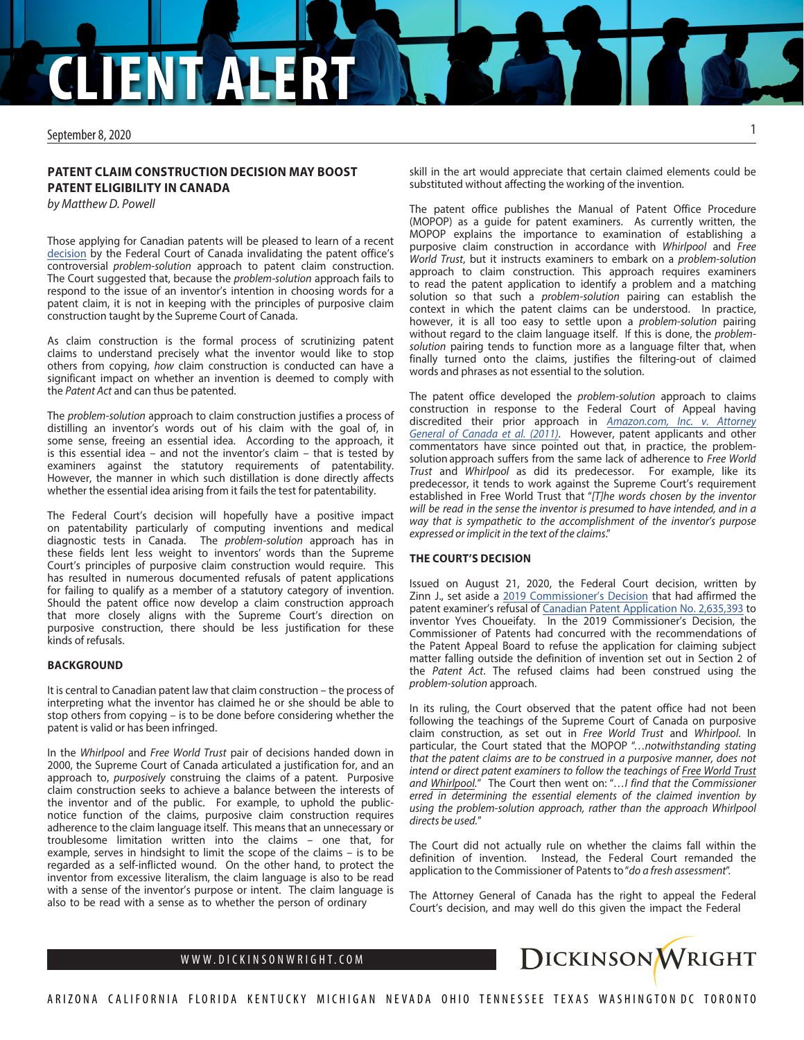CLIENT ALERT

September 8, 2020

## PATENT CLAIM CONSTRUCTION DECISION MAY BOOST PATENT ELIGIBILITY IN CANADA

*by Matthew D. Powell*

Those applying for Canadian patents will be pleased to learn of a recent decision by the Federal Court of Canada invalidating the patent office's controversial *problem-solution* approach to patent claim construction. The Court suggested that, because the *problem-solution* approach fails to respond to the issue of an inventor's intention in choosing words for a patent claim, it is not in keeping with the principles of purposive claim construction taught by the Supreme Court of Canada.

As claim construction is the formal process of scrutinizing patent claims to understand precisely what the inventor would like to stop others from copying, *how* claim construction is conducted can have a significant impact on whether an invention is deemed to comply with the *Patent Act* and can thus be patented.

The *problem-solution* approach to claim construction justifies a process of distilling an inventor's words out of his claim with the goal of, in some sense, freeing an essential idea. According to the approach, it is this essential idea – and not the inventor's claim – that is tested by examiners against the statutory requirements of patentability. However, the manner in which such distillation is done directly affects whether the essential idea arising from it fails the test for patentability.

The Federal Court's decision will hopefully have a positive impact on patentability particularly of computing inventions and medical diagnostic tests in Canada. The *problem-solution* approach has in these fields lent less weight to inventors' words than the Supreme Court's principles of purposive claim construction would require. This has resulted in numerous documented refusals of patent applications for failing to qualify as a member of a statutory category of invention. Should the patent office now develop a claim construction approach that more closely aligns with the Supreme Court's direction on purposive construction, there should be less justification for these kinds of refusals.

### BACKGROUND

It is central to Canadian patent law that claim construction – the process of interpreting what the inventor has claimed he or she should be able to stop others from copying – is to be done before considering whether the patent is valid or has been infringed.

In the *Whirlpool* and *Free World Trust* pair of decisions handed down in 2000, the Supreme Court of Canada articulated a justification for, and an approach to, *purposively* construing the claims of a patent. Purposive claim construction seeks to achieve a balance between the interests of the inventor and of the public. For example, to uphold the public-notice function of the claims, purposive claim construction requires adherence to the claim language itself. This means that an unnecessary or troublesome limitation written into the claims – one that, for example, serves in hindsight to limit the scope of the claims – is to be regarded as a self-inflicted wound. On the other hand, to protect the inventor from excessive literalism, the claim language is also to be read with a sense of the inventor's purpose or intent. The claim language is also to be read with a sense as to whether the person of ordinary skill in the art would appreciate that certain claimed elements could be substituted without affecting the working of the invention.

The patent office publishes the Manual of Patent Office Procedure (MOPOP) as a guide for patent examiners. As currently written, the MOPOP explains the importance to examination of establishing a purposive claim construction in accordance with *Whirlpool* and *Free World Trust*, but it instructs examiners to embark on a *problem-solution* approach to claim construction. This approach requires examiners to read the patent application to identify a problem and a matching solution so that such a *problem-solution* pairing can establish the context in which the patent claims can be understood. In practice, however, it is all too easy to settle upon a *problem-solution* pairing without regard to the claim language itself. If this is done, the *problem-solution* pairing tends to function more as a language filter that, when finally turned onto the claims, justifies the filtering-out of claimed words and phrases as not essential to the solution.

The patent office developed the *problem-solution* approach to claims construction in response to the Federal Court of Appeal having discredited their prior approach in *Amazon.com, Inc. v. Attorney General of Canada et al. (2011)*. However, patent applicants and other commentators have since pointed out that, in practice, the problem-solution approach suffers from the same lack of adherence to *Free World Trust* and *Whirlpool* as did its predecessor. For example, like its predecessor, it tends to work against the Supreme Court's requirement established in Free World Trust that "*[T]he words chosen by the inventor will be read in the sense the inventor is presumed to have intended, and in a way that is sympathetic to the accomplishment of the inventor's purpose expressed or implicit in the text of the claims*."

### THE COURT'S DECISION

Issued on August 21, 2020, the Federal Court decision, written by Zinn J., set aside a 2019 Commissioner's Decision that had affirmed the patent examiner's refusal of Canadian Patent Application No. 2,635,393 to inventor Yves Choueifaty. In the 2019 Commissioner's Decision, the Commissioner of Patents had concurred with the recommendations of the Patent Appeal Board to refuse the application for claiming subject matter falling outside the definition of invention set out in Section 2 of the *Patent Act*. The refused claims had been construed using the *problem-solution* approach.

In its ruling, the Court observed that the patent office had not been following the teachings of the Supreme Court of Canada on purposive claim construction, as set out in *Free World Trust* and *Whirlpool*. In particular, the Court stated that the MOPOP "*…notwithstanding stating that the patent claims are to be construed in a purposive manner, does not intend or direct patent examiners to follow the teachings of Free World Trust and Whirlpool.*" The Court then went on: "*…I find that the Commissioner erred in determining the essential elements of the claimed invention by using the problem-solution approach, rather than the approach Whirlpool directs be used.*"

The Court did not actually rule on whether the claims fall within the definition of invention. Instead, the Federal Court remanded the application to the Commissioner of Patents to "*do a fresh assessment*".

The Attorney General of Canada has the right to appeal the Federal Court's decision, and may well do this given the impact the Federal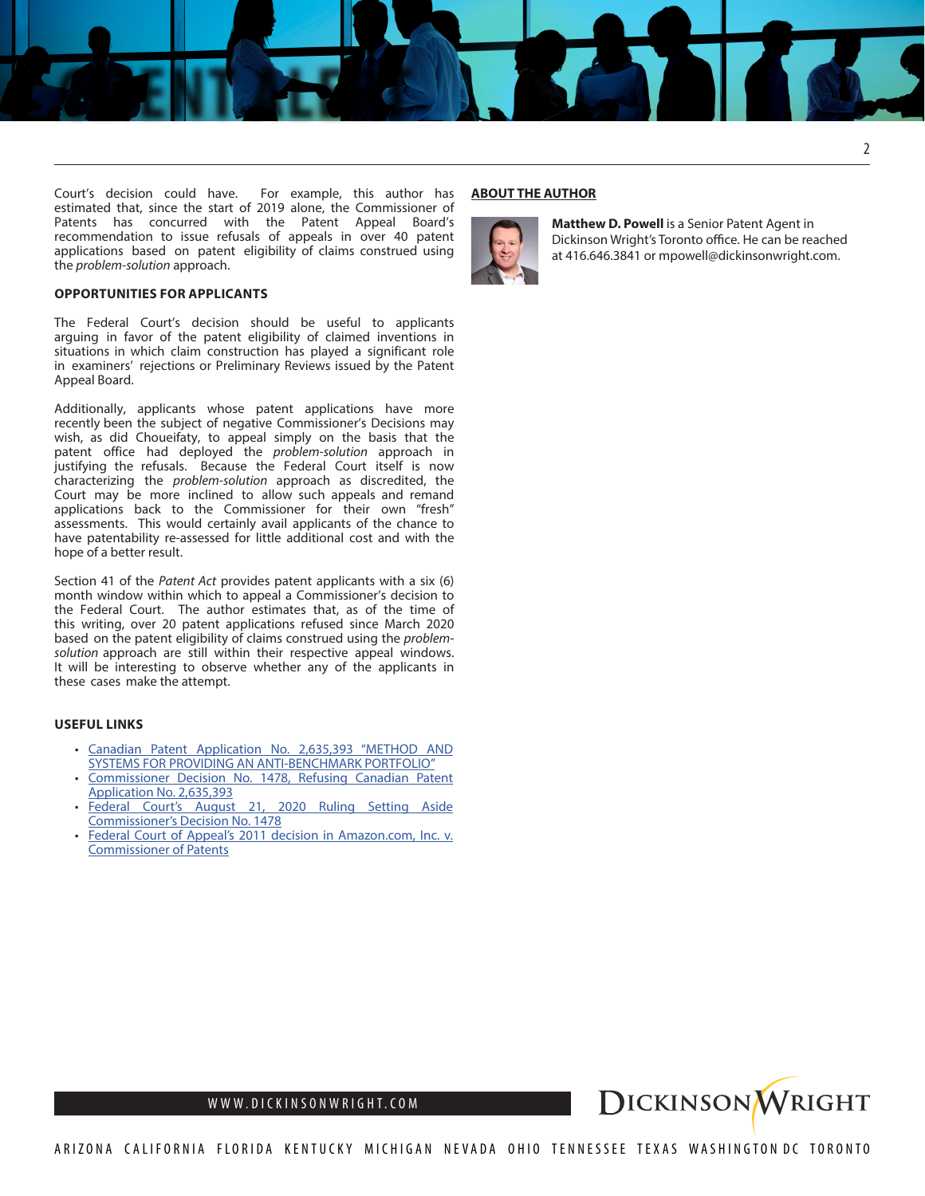Court's decision could have. For example, this author has estimated that, since the start of 2019 alone, the Commissioner of Patents has concurred with the Patent Appeal Board's recommendation to issue refusals of appeals in over 40 patent applications based on patent eligibility of claims construed using the *problem-solution* approach.

## OPPORTUNITIES FOR APPLICANTS

The Federal Court's decision should be useful to applicants arguing in favor of the patent eligibility of claimed inventions in situations in which claim construction has played a significant role in examiners' rejections or Preliminary Reviews issued by the Patent Appeal Board.

Additionally, applicants whose patent applications have more recently been the subject of negative Commissioner's Decisions may wish, as did Choueifaty, to appeal simply on the basis that the patent office had deployed the *problem-solution* approach in justifying the refusals. Because the Federal Court itself is now characterizing the *problem-solution* approach as discredited, the Court may be more inclined to allow such appeals and remand applications back to the Commissioner for their own "fresh" assessments. This would certainly avail applicants of the chance to have patentability re-assessed for little additional cost and with the hope of a better result.

Section 41 of the *Patent Act* provides patent applicants with a six (6) month window within which to appeal a Commissioner's decision to the Federal Court. The author estimates that, as of the time of this writing, over 20 patent applications refused since March 2020 based on the patent eligibility of claims construed using the *problem-solution* approach are still within their respective appeal windows. It will be interesting to observe whether any of the applicants in these cases make the attempt.

## USEFUL LINKS

- Canadian Patent Application No. 2,635,393 "METHOD AND SYSTEMS FOR PROVIDING AN ANTI-BENCHMARK PORTFOLIO"
- Commissioner Decision No. 1478, Refusing Canadian Patent Application No. 2,635,393
- Federal Court's August 21, 2020 Ruling Setting Aside Commissioner's Decision No. 1478
- Federal Court of Appeal's 2011 decision in Amazon.com, Inc. v. Commissioner of Patents

## ABOUT THE AUTHOR

**Matthew D. Powell** is a Senior Patent Agent in Dickinson Wright's Toronto office. He can be reached at 416.646.3841 or mpowell@dickinsonwright.com.